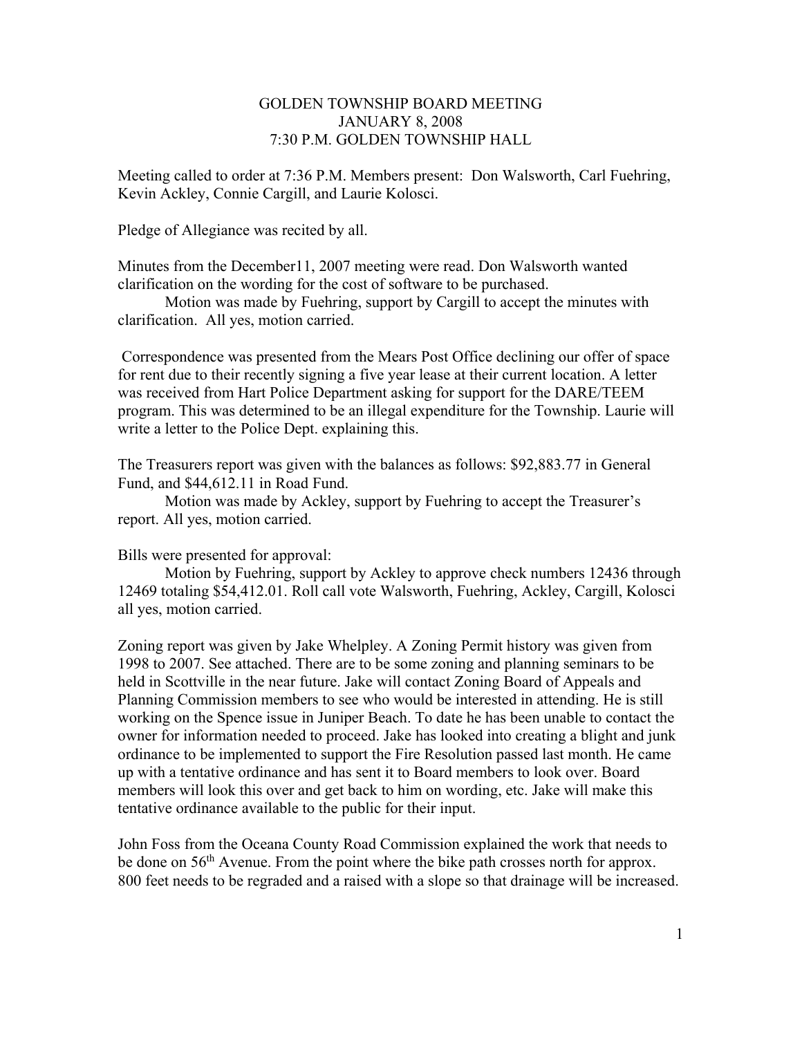# GOLDEN TOWNSHIP BOARD MEETING
## JANUARY 8, 2008
## 7:30 P.M. GOLDEN TOWNSHIP HALL

Meeting called to order at 7:36 P.M. Members present: Don Walsworth, Carl Fuehring, Kevin Ackley, Connie Cargill, and Laurie Kolosci.

Pledge of Allegiance was recited by all.

Minutes from the December11, 2007 meeting were read. Don Walsworth wanted clarification on the wording for the cost of software to be purchased.

Motion was made by Fuehring, support by Cargill to accept the minutes with clarification. All yes, motion carried.

Correspondence was presented from the Mears Post Office declining our offer of space for rent due to their recently signing a five year lease at their current location. A letter was received from Hart Police Department asking for support for the DARE/TEEM program. This was determined to be an illegal expenditure for the Township. Laurie will write a letter to the Police Dept. explaining this.

The Treasurers report was given with the balances as follows: $92,883.77 in General Fund, and $44,612.11 in Road Fund.

Motion was made by Ackley, support by Fuehring to accept the Treasurer's report. All yes, motion carried.

Bills were presented for approval:

Motion by Fuehring, support by Ackley to approve check numbers 12436 through 12469 totaling $54,412.01. Roll call vote Walsworth, Fuehring, Ackley, Cargill, Kolosci all yes, motion carried.

Zoning report was given by Jake Whelpley. A Zoning Permit history was given from 1998 to 2007. See attached. There are to be some zoning and planning seminars to be held in Scottville in the near future. Jake will contact Zoning Board of Appeals and Planning Commission members to see who would be interested in attending. He is still working on the Spence issue in Juniper Beach. To date he has been unable to contact the owner for information needed to proceed. Jake has looked into creating a blight and junk ordinance to be implemented to support the Fire Resolution passed last month. He came up with a tentative ordinance and has sent it to Board members to look over. Board members will look this over and get back to him on wording, etc. Jake will make this tentative ordinance available to the public for their input.

John Foss from the Oceana County Road Commission explained the work that needs to be done on 56th Avenue. From the point where the bike path crosses north for approx. 800 feet needs to be regraded and a raised with a slope so that drainage will be increased.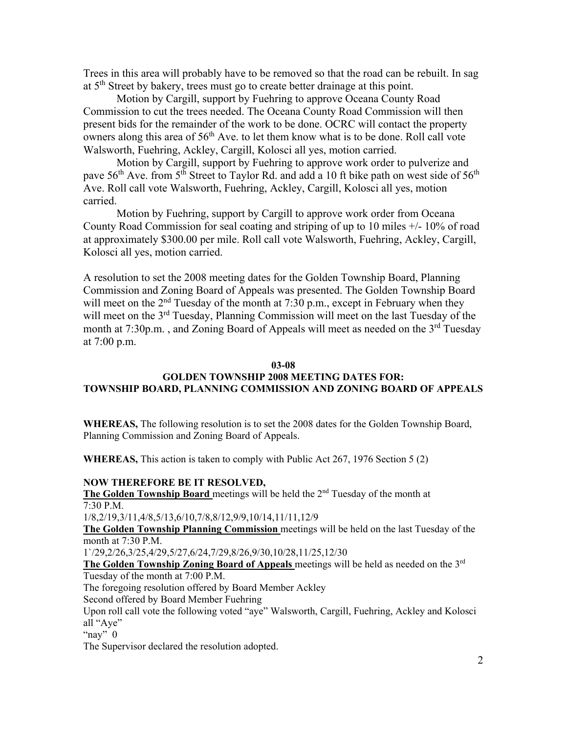Trees in this area will probably have to be removed so that the road can be rebuilt. In sag at 5th Street by bakery, trees must go to create better drainage at this point.

Motion by Cargill, support by Fuehring to approve Oceana County Road Commission to cut the trees needed. The Oceana County Road Commission will then present bids for the remainder of the work to be done. OCRC will contact the property owners along this area of 56th Ave. to let them know what is to be done. Roll call vote Walsworth, Fuehring, Ackley, Cargill, Kolosci all yes, motion carried.

Motion by Cargill, support by Fuehring to approve work order to pulverize and pave 56th Ave. from 5th Street to Taylor Rd. and add a 10 ft bike path on west side of 56th Ave. Roll call vote Walsworth, Fuehring, Ackley, Cargill, Kolosci all yes, motion carried.

Motion by Fuehring, support by Cargill to approve work order from Oceana County Road Commission for seal coating and striping of up to 10 miles +/- 10% of road at approximately $300.00 per mile. Roll call vote Walsworth, Fuehring, Ackley, Cargill, Kolosci all yes, motion carried.

A resolution to set the 2008 meeting dates for the Golden Township Board, Planning Commission and Zoning Board of Appeals was presented. The Golden Township Board will meet on the 2nd Tuesday of the month at 7:30 p.m., except in February when they will meet on the 3rd Tuesday, Planning Commission will meet on the last Tuesday of the month at 7:30p.m. , and Zoning Board of Appeals will meet as needed on the 3rd Tuesday at 7:00 p.m.

**03-08**

**GOLDEN TOWNSHIP 2008 MEETING DATES FOR:**
**TOWNSHIP BOARD, PLANNING COMMISSION AND ZONING BOARD OF APPEALS**

**WHEREAS,** The following resolution is to set the 2008 dates for the Golden Township Board, Planning Commission and Zoning Board of Appeals.

**WHEREAS,** This action is taken to comply with Public Act 267, 1976 Section 5 (2)

**NOW THEREFORE BE IT RESOLVED,**

**The Golden Township Board** meetings will be held the 2nd Tuesday of the month at 7:30 P.M.
1/8,2/19,3/11,4/8,5/13,6/10,7/8,8/12,9/9,10/14,11/11,12/9

**The Golden Township Planning Commission** meetings will be held on the last Tuesday of the month at 7:30 P.M.
1`/29,2/26,3/25,4/29,5/27,6/24,7/29,8/26,9/30,10/28,11/25,12/30

**The Golden Township Zoning Board of Appeals** meetings will be held as needed on the 3rd Tuesday of the month at 7:00 P.M.

The foregoing resolution offered by Board Member Ackley
Second offered by Board Member Fuehring
Upon roll call vote the following voted "aye" Walsworth, Cargill, Fuehring, Ackley and Kolosci all "Aye"
"nay" 0
The Supervisor declared the resolution adopted.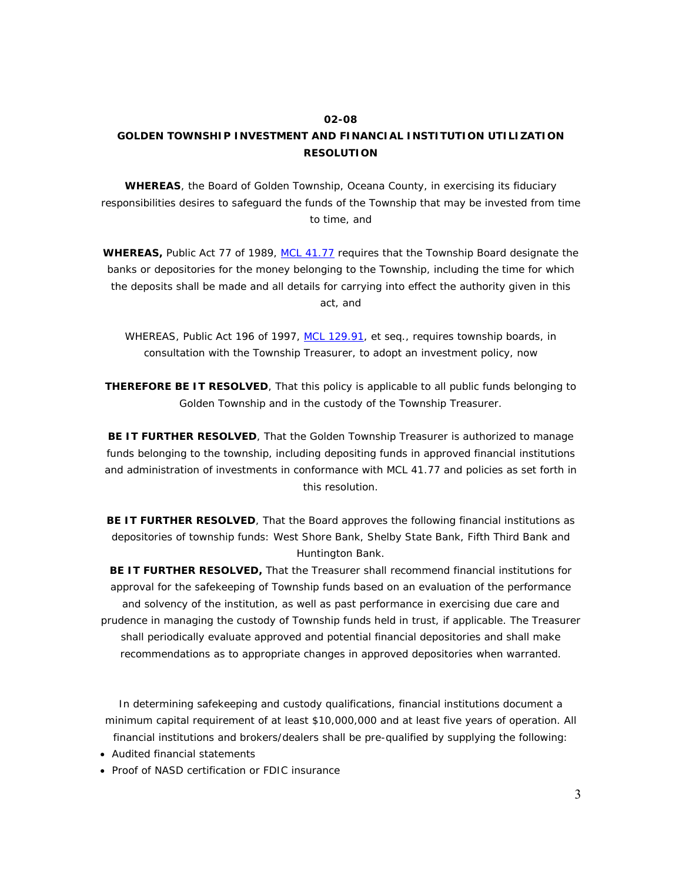**02-08**

**GOLDEN TOWNSHIP INVESTMENT AND FINANCIAL INSTITUTION UTILIZATION RESOLUTION**

**WHEREAS**, the Board of Golden Township, Oceana County, in exercising its fiduciary responsibilities desires to safeguard the funds of the Township that may be invested from time to time, and

**WHEREAS,** Public Act 77 of 1989, MCL 41.77 requires that the Township Board designate the banks or depositories for the money belonging to the Township, including the time for which the deposits shall be made and all details for carrying into effect the authority given in this act, and

WHEREAS, Public Act 196 of 1997, MCL 129.91, et seq., requires township boards, in consultation with the Township Treasurer, to adopt an investment policy, now

**THEREFORE BE IT RESOLVED**, That this policy is applicable to all public funds belonging to Golden Township and in the custody of the Township Treasurer.

**BE IT FURTHER RESOLVED**, That the Golden Township Treasurer is authorized to manage funds belonging to the township, including depositing funds in approved financial institutions and administration of investments in conformance with MCL 41.77 and policies as set forth in this resolution.

**BE IT FURTHER RESOLVED**, That the Board approves the following financial institutions as depositories of township funds: West Shore Bank, Shelby State Bank, Fifth Third Bank and Huntington Bank.

**BE IT FURTHER RESOLVED,** That the Treasurer shall recommend financial institutions for approval for the safekeeping of Township funds based on an evaluation of the performance and solvency of the institution, as well as past performance in exercising due care and prudence in managing the custody of Township funds held in trust, if applicable. The Treasurer shall periodically evaluate approved and potential financial depositories and shall make recommendations as to appropriate changes in approved depositories when warranted.

In determining safekeeping and custody qualifications, financial institutions document a minimum capital requirement of at least $10,000,000 and at least five years of operation. All financial institutions and brokers/dealers shall be pre-qualified by supplying the following:

- Audited financial statements
- Proof of NASD certification or FDIC insurance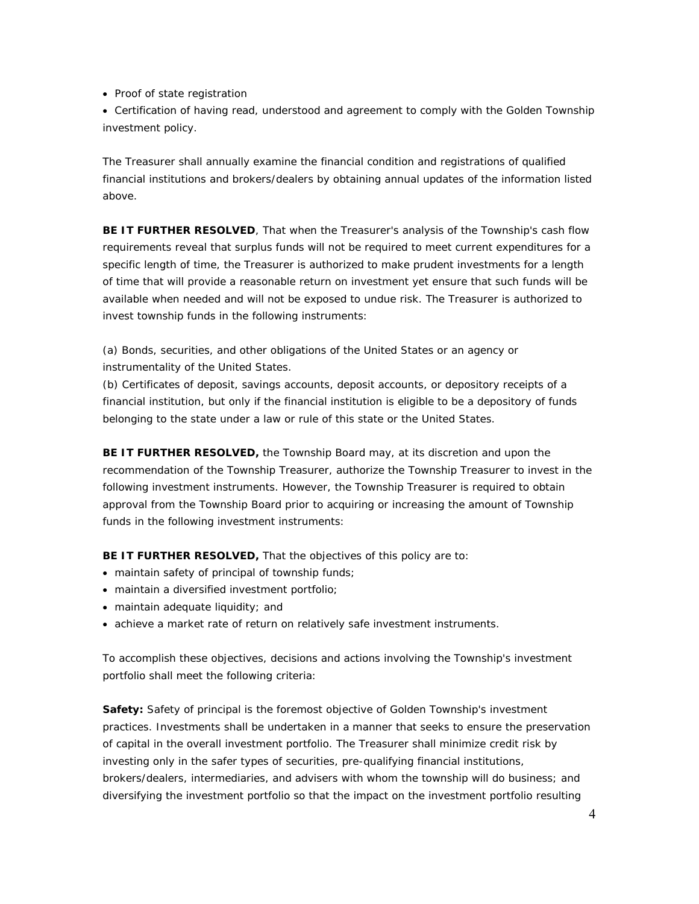- Proof of state registration
- Certification of having read, understood and agreement to comply with the Golden Township investment policy.

The Treasurer shall annually examine the financial condition and registrations of qualified financial institutions and brokers/dealers by obtaining annual updates of the information listed above.

**BE IT FURTHER RESOLVED**, That when the Treasurer's analysis of the Township's cash flow requirements reveal that surplus funds will not be required to meet current expenditures for a specific length of time, the Treasurer is authorized to make prudent investments for a length of time that will provide a reasonable return on investment yet ensure that such funds will be available when needed and will not be exposed to undue risk. The Treasurer is authorized to invest township funds in the following instruments:

(a) Bonds, securities, and other obligations of the United States or an agency or instrumentality of the United States.
(b) Certificates of deposit, savings accounts, deposit accounts, or depository receipts of a financial institution, but only if the financial institution is eligible to be a depository of funds belonging to the state under a law or rule of this state or the United States.

**BE IT FURTHER RESOLVED,** the Township Board may, at its discretion and upon the recommendation of the Township Treasurer, authorize the Township Treasurer to invest in the following investment instruments. However, the Township Treasurer is required to obtain approval from the Township Board prior to acquiring or increasing the amount of Township funds in the following investment instruments:

**BE IT FURTHER RESOLVED,** That the objectives of this policy are to:

- maintain safety of principal of township funds;
- maintain a diversified investment portfolio;
- maintain adequate liquidity; and
- achieve a market rate of return on relatively safe investment instruments.

To accomplish these objectives, decisions and actions involving the Township's investment portfolio shall meet the following criteria:

**Safety:** Safety of principal is the foremost objective of Golden Township's investment practices. Investments shall be undertaken in a manner that seeks to ensure the preservation of capital in the overall investment portfolio. The Treasurer shall minimize credit risk by investing only in the safer types of securities, pre-qualifying financial institutions, brokers/dealers, intermediaries, and advisers with whom the township will do business; and diversifying the investment portfolio so that the impact on the investment portfolio resulting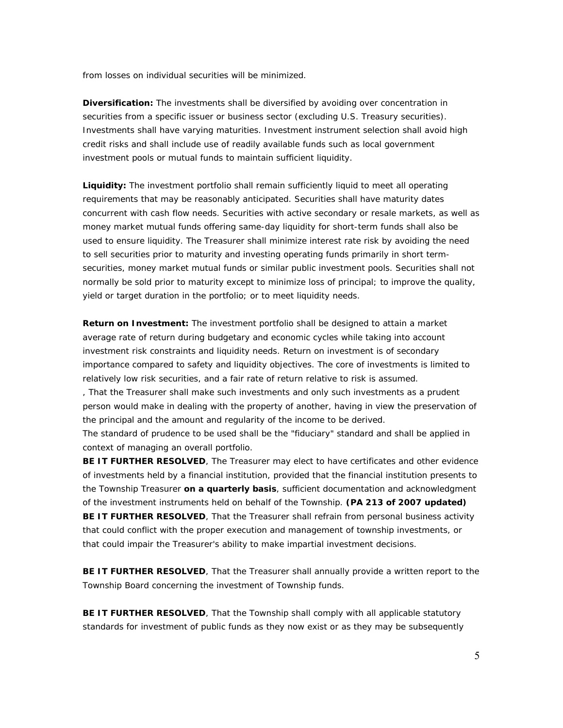from losses on individual securities will be minimized.

**Diversification:** The investments shall be diversified by avoiding over concentration in securities from a specific issuer or business sector (excluding U.S. Treasury securities). Investments shall have varying maturities. Investment instrument selection shall avoid high credit risks and shall include use of readily available funds such as local government investment pools or mutual funds to maintain sufficient liquidity.

**Liquidity:** The investment portfolio shall remain sufficiently liquid to meet all operating requirements that may be reasonably anticipated. Securities shall have maturity dates concurrent with cash flow needs. Securities with active secondary or resale markets, as well as money market mutual funds offering same-day liquidity for short-term funds shall also be used to ensure liquidity. The Treasurer shall minimize interest rate risk by avoiding the need to sell securities prior to maturity and investing operating funds primarily in short term-securities, money market mutual funds or similar public investment pools. Securities shall not normally be sold prior to maturity except to minimize loss of principal; to improve the quality, yield or target duration in the portfolio; or to meet liquidity needs.

**Return on Investment:** The investment portfolio shall be designed to attain a market average rate of return during budgetary and economic cycles while taking into account investment risk constraints and liquidity needs. Return on investment is of secondary importance compared to safety and liquidity objectives. The core of investments is limited to relatively low risk securities, and a fair rate of return relative to risk is assumed.

, That the Treasurer shall make such investments and only such investments as a prudent person would make in dealing with the property of another, having in view the preservation of the principal and the amount and regularity of the income to be derived.

The standard of prudence to be used shall be the "fiduciary" standard and shall be applied in context of managing an overall portfolio.

**BE IT FURTHER RESOLVED**, The Treasurer may elect to have certificates and other evidence of investments held by a financial institution, provided that the financial institution presents to the Township Treasurer **on a quarterly basis**, sufficient documentation and acknowledgment of the investment instruments held on behalf of the Township. **(PA 213 of 2007 updated)**

**BE IT FURTHER RESOLVED**, That the Treasurer shall refrain from personal business activity that could conflict with the proper execution and management of township investments, or that could impair the Treasurer's ability to make impartial investment decisions.

**BE IT FURTHER RESOLVED**, That the Treasurer shall annually provide a written report to the Township Board concerning the investment of Township funds.

**BE IT FURTHER RESOLVED**, That the Township shall comply with all applicable statutory standards for investment of public funds as they now exist or as they may be subsequently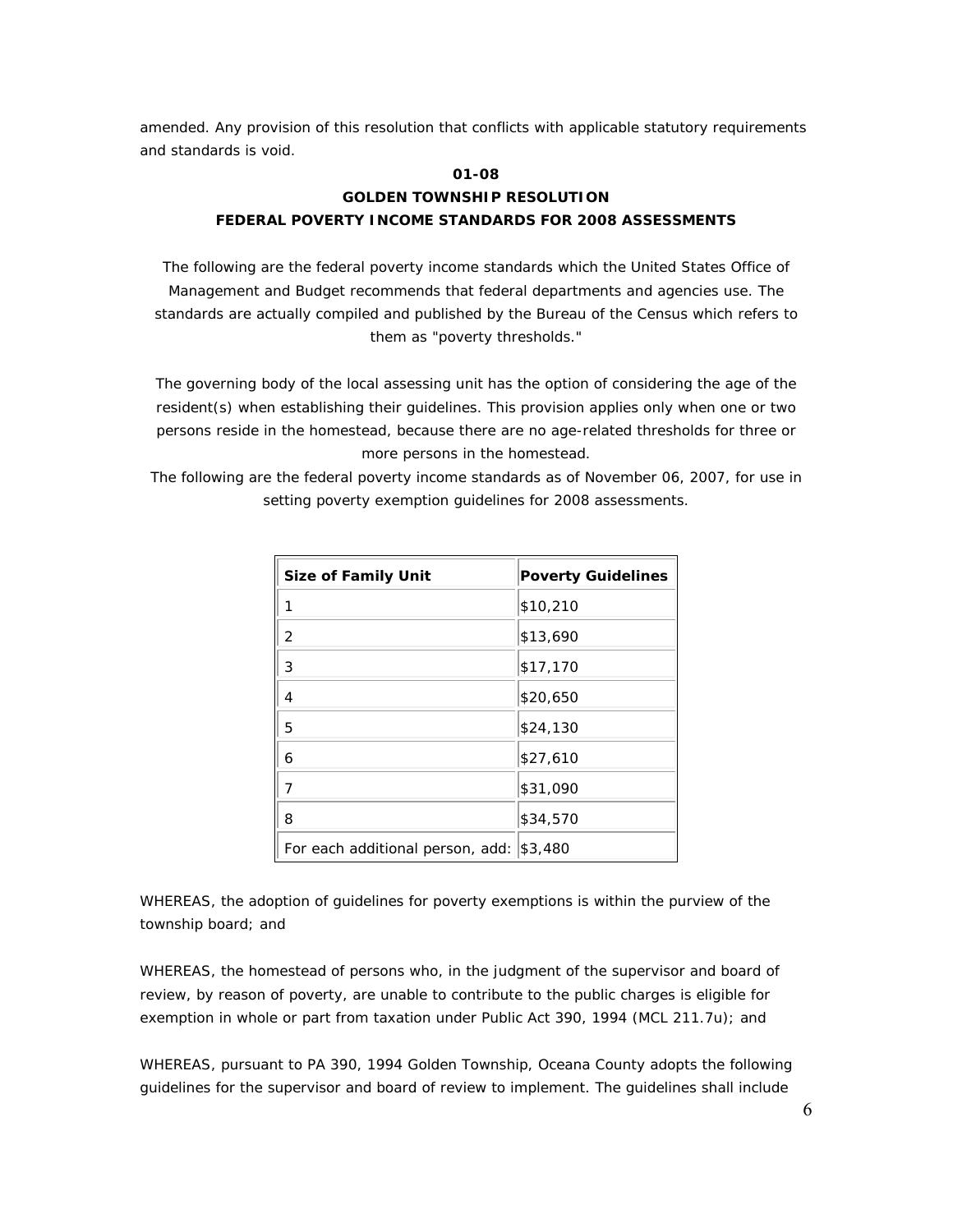amended. Any provision of this resolution that conflicts with applicable statutory requirements and standards is void.

**01-08**

**GOLDEN TOWNSHIP RESOLUTION**

**FEDERAL POVERTY INCOME STANDARDS FOR 2008 ASSESSMENTS**

The following are the federal poverty income standards which the United States Office of Management and Budget recommends that federal departments and agencies use. The standards are actually compiled and published by the Bureau of the Census which refers to them as "poverty thresholds."

The governing body of the local assessing unit has the option of considering the age of the resident(s) when establishing their guidelines. This provision applies only when one or two persons reside in the homestead, because there are no age-related thresholds for three or more persons in the homestead.

The following are the federal poverty income standards as of November 06, 2007, for use in setting poverty exemption guidelines for 2008 assessments.

| Size of Family Unit | Poverty Guidelines |
|---|---|
| 1 | $10,210 |
| 2 | $13,690 |
| 3 | $17,170 |
| 4 | $20,650 |
| 5 | $24,130 |
| 6 | $27,610 |
| 7 | $31,090 |
| 8 | $34,570 |
| For each additional person, add: | $3,480 |

WHEREAS, the adoption of guidelines for poverty exemptions is within the purview of the township board; and

WHEREAS, the homestead of persons who, in the judgment of the supervisor and board of review, by reason of poverty, are unable to contribute to the public charges is eligible for exemption in whole or part from taxation under Public Act 390, 1994 (MCL 211.7u); and

WHEREAS, pursuant to PA 390, 1994 Golden Township, Oceana County adopts the following guidelines for the supervisor and board of review to implement. The guidelines shall include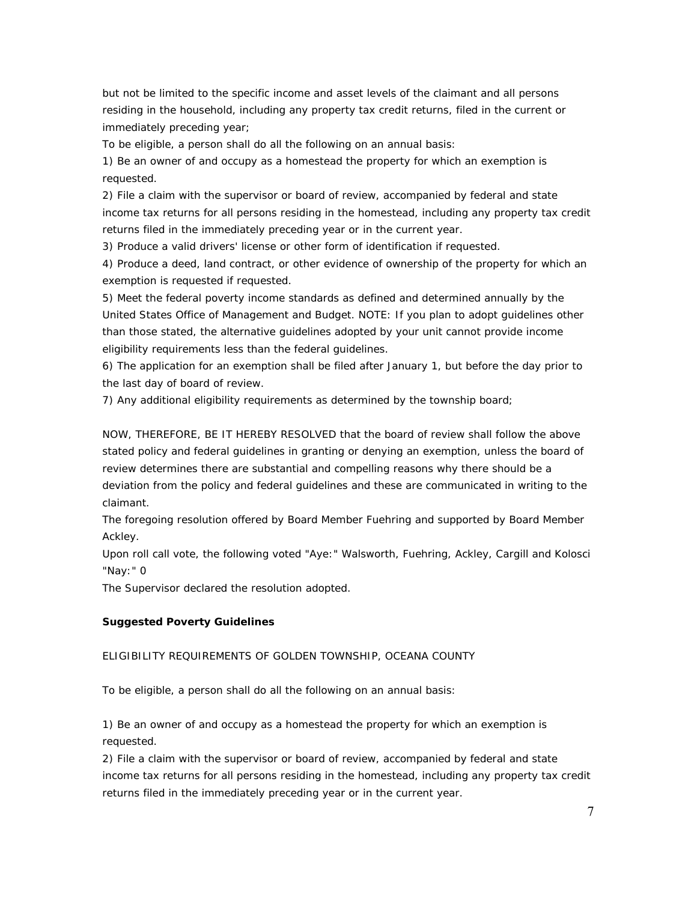but not be limited to the specific income and asset levels of the claimant and all persons residing in the household, including any property tax credit returns, filed in the current or immediately preceding year;

To be eligible, a person shall do all the following on an annual basis:

1) Be an owner of and occupy as a homestead the property for which an exemption is requested.

2) File a claim with the supervisor or board of review, accompanied by federal and state income tax returns for all persons residing in the homestead, including any property tax credit returns filed in the immediately preceding year or in the current year.

3) Produce a valid drivers' license or other form of identification if requested.

4) Produce a deed, land contract, or other evidence of ownership of the property for which an exemption is requested if requested.

5) Meet the federal poverty income standards as defined and determined annually by the United States Office of Management and Budget. NOTE: If you plan to adopt guidelines other than those stated, the alternative guidelines adopted by your unit cannot provide income eligibility requirements less than the federal guidelines.

6) The application for an exemption shall be filed after January 1, but before the day prior to the last day of board of review.

7) Any additional eligibility requirements as determined by the township board;

NOW, THEREFORE, BE IT HEREBY RESOLVED that the board of review shall follow the above stated policy and federal guidelines in granting or denying an exemption, unless the board of review determines there are substantial and compelling reasons why there should be a deviation from the policy and federal guidelines and these are communicated in writing to the claimant.

The foregoing resolution offered by Board Member Fuehring and supported by Board Member Ackley.

Upon roll call vote, the following voted "Aye:" Walsworth, Fuehring, Ackley, Cargill and Kolosci "Nay:" 0

The Supervisor declared the resolution adopted.

**Suggested Poverty Guidelines**

ELIGIBILITY REQUIREMENTS OF GOLDEN TOWNSHIP, OCEANA COUNTY

To be eligible, a person shall do all the following on an annual basis:

1) Be an owner of and occupy as a homestead the property for which an exemption is requested.

2) File a claim with the supervisor or board of review, accompanied by federal and state income tax returns for all persons residing in the homestead, including any property tax credit returns filed in the immediately preceding year or in the current year.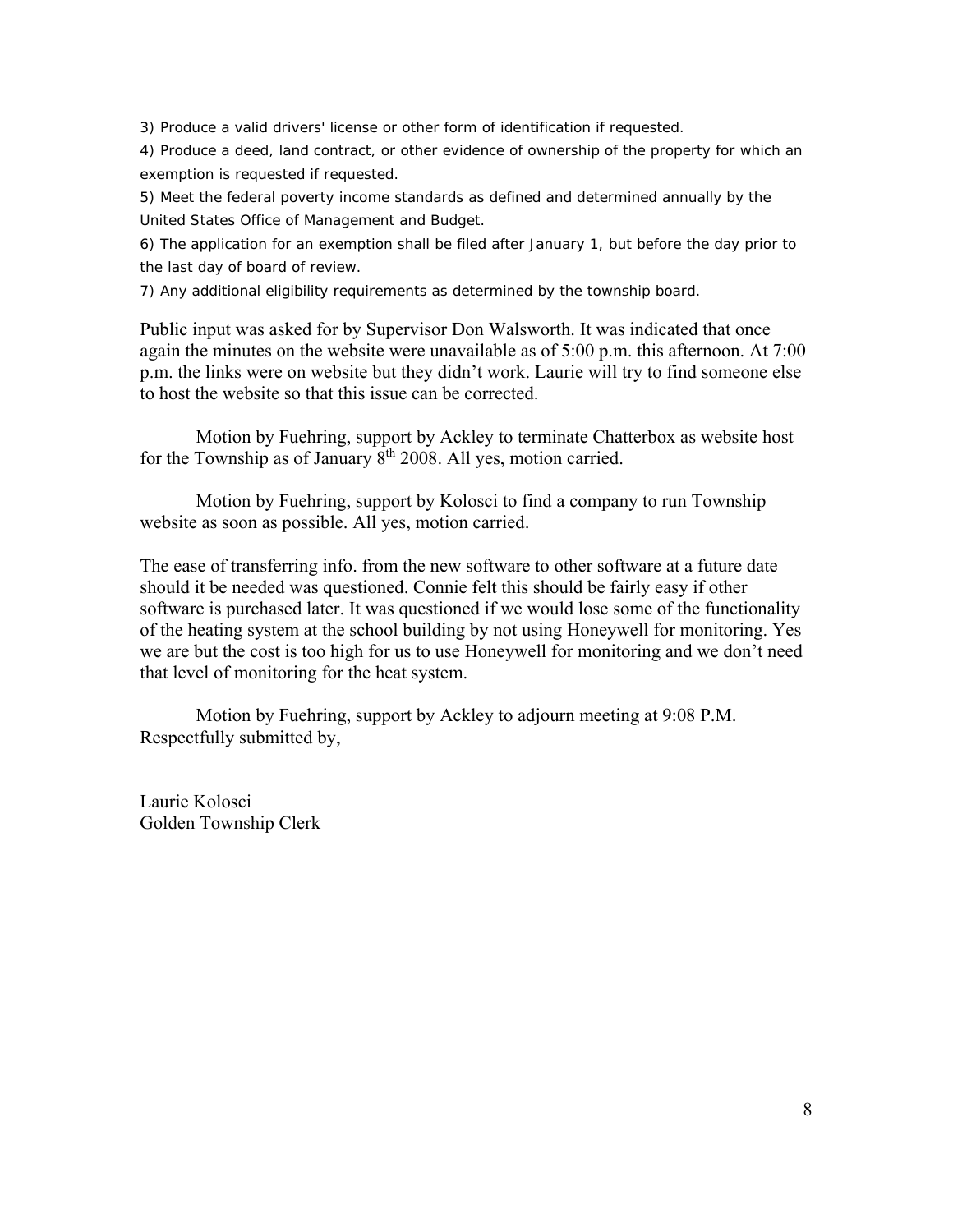3) Produce a valid drivers' license or other form of identification if requested.

4) Produce a deed, land contract, or other evidence of ownership of the property for which an exemption is requested if requested.

5) Meet the federal poverty income standards as defined and determined annually by the United States Office of Management and Budget.

6) The application for an exemption shall be filed after January 1, but before the day prior to the last day of board of review.

7) Any additional eligibility requirements as determined by the township board.

Public input was asked for by Supervisor Don Walsworth. It was indicated that once again the minutes on the website were unavailable as of 5:00 p.m. this afternoon. At 7:00 p.m. the links were on website but they didn't work. Laurie will try to find someone else to host the website so that this issue can be corrected.

Motion by Fuehring, support by Ackley to terminate Chatterbox as website host for the Township as of January 8th 2008. All yes, motion carried.

Motion by Fuehring, support by Kolosci to find a company to run Township website as soon as possible. All yes, motion carried.

The ease of transferring info. from the new software to other software at a future date should it be needed was questioned. Connie felt this should be fairly easy if other software is purchased later. It was questioned if we would lose some of the functionality of the heating system at the school building by not using Honeywell for monitoring. Yes we are but the cost is too high for us to use Honeywell for monitoring and we don't need that level of monitoring for the heat system.

Motion by Fuehring, support by Ackley to adjourn meeting at 9:08 P.M.
Respectfully submitted by,

Laurie Kolosci
Golden Township Clerk